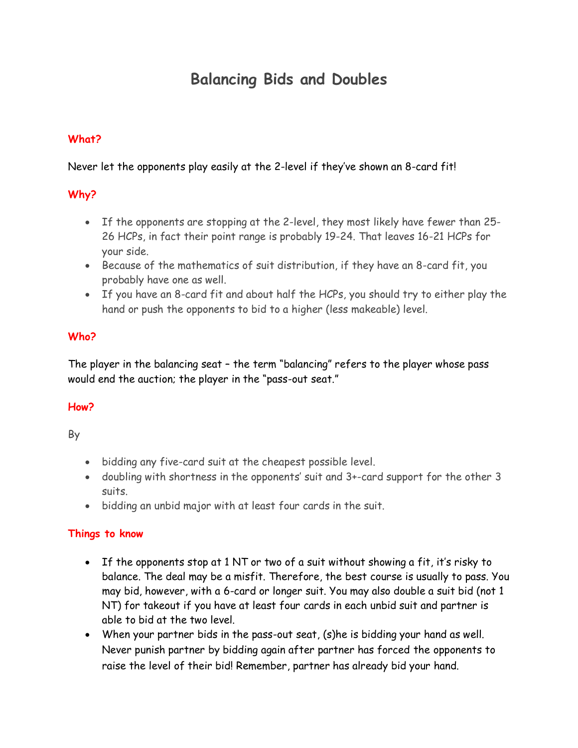# Balancing Bids and Doubles

## What?

Never let the opponents play easily at the 2-level if they've shown an 8-card fit!

## Why?

- If the opponents are stopping at the 2-level, they most likely have fewer than 25-26 HCPs, in fact their point range is probably 19-24. That leaves 16-21 HCPs for your side.
- Because of the mathematics of suit distribution, if they have an 8-card fit, you probably have one as well.
- If you have an 8-card fit and about half the HCPs, you should try to either play the hand or push the opponents to bid to a higher (less makeable) level.

## Who?

The player in the balancing seat – the term "balancing" refers to the player whose pass would end the auction; the player in the "pass-out seat."

## How?

By

- bidding any five-card suit at the cheapest possible level.
- doubling with shortness in the opponents' suit and 3+-card support for the other 3 suits.
- bidding an unbid major with at least four cards in the suit.

## Things to know

- If the opponents stop at 1 NT or two of a suit without showing a fit, it's risky to balance. The deal may be a misfit. Therefore, the best course is usually to pass. You may bid, however, with a 6-card or longer suit. You may also double a suit bid (not 1 NT) for takeout if you have at least four cards in each unbid suit and partner is able to bid at the two level.
- When your partner bids in the pass-out seat, (s)he is bidding your hand as well. Never punish partner by bidding again after partner has forced the opponents to raise the level of their bid! Remember, partner has already bid your hand.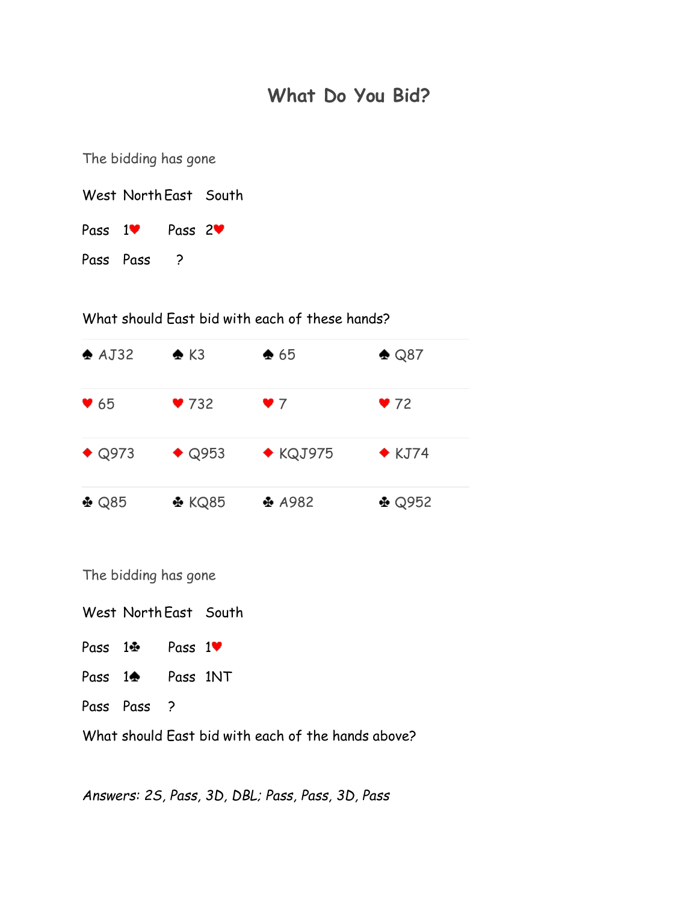# What Do You Bid?

The bidding has gone

| West | North | East | South |
|---|---|---|---|
| Pass | 1♥ | Pass | 2♥ |
| Pass | Pass | ? | |

What should East bid with each of these hands?

| | | | |
|---|---|---|---|
| ♠ AJ32 | ♠ K3 | ♠ 65 | ♠ Q87 |
| ♥ 65 | ♥ 732 | ♥ 7 | ♥ 72 |
| ♦ Q973 | ♦ Q953 | ♦ KQJ975 | ♦ KJ74 |
| ♣ Q85 | ♣ KQ85 | ♣ A982 | ♣ Q952 |

The bidding has gone

| West | North | East | South |
|---|---|---|---|
| Pass | 1♣ | Pass | 1♥ |
| Pass | 1♠ | Pass | 1NT |
| Pass | Pass | ? | |

What should East bid with each of the hands above?

*Answers: 2S, Pass, 3D, DBL; Pass, Pass, 3D, Pass*